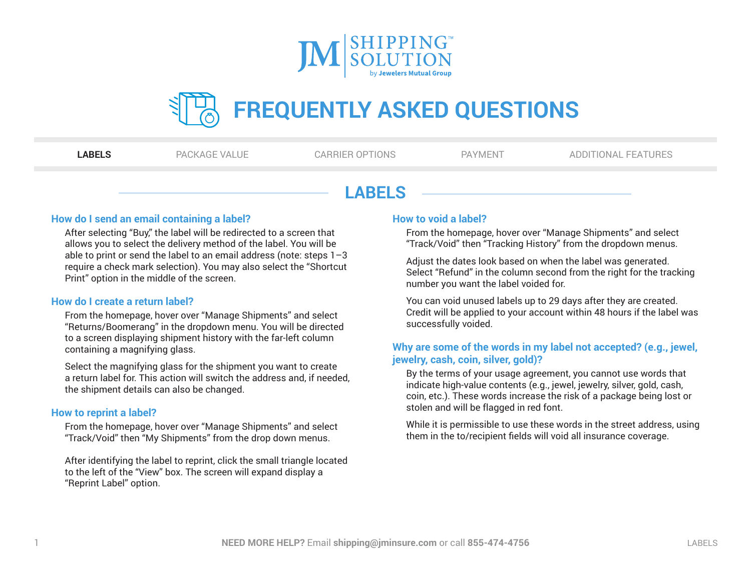# JM SHIPPING SOLUTION™ by Jewelers Mutual Group

# FREQUENTLY ASKED QUESTIONS

**LABELS** | PACKAGE VALUE | CARRIER OPTIONS | PAYMENT | ADDITIONAL FEATURES

## LABELS

### How do I send an email containing a label?

After selecting "Buy," the label will be redirected to a screen that allows you to select the delivery method of the label. You will be able to print or send the label to an email address (note: steps 1–3 require a check mark selection). You may also select the "Shortcut Print" option in the middle of the screen.

### How do I create a return label?

From the homepage, hover over "Manage Shipments" and select "Returns/Boomerang" in the dropdown menu. You will be directed to a screen displaying shipment history with the far-left column containing a magnifying glass.

Select the magnifying glass for the shipment you want to create a return label for. This action will switch the address and, if needed, the shipment details can also be changed.

### How to reprint a label?

From the homepage, hover over "Manage Shipments" and select "Track/Void" then "My Shipments" from the drop down menus.

After identifying the label to reprint, click the small triangle located to the left of the "View" box. The screen will expand display a "Reprint Label" option.

### How to void a label?

From the homepage, hover over "Manage Shipments" and select "Track/Void" then "Tracking History" from the dropdown menus.

Adjust the dates look based on when the label was generated. Select "Refund" in the column second from the right for the tracking number you want the label voided for.

You can void unused labels up to 29 days after they are created. Credit will be applied to your account within 48 hours if the label was successfully voided.

### Why are some of the words in my label not accepted? (e.g., jewel, jewelry, cash, coin, silver, gold)?

By the terms of your usage agreement, you cannot use words that indicate high-value contents (e.g., jewel, jewelry, silver, gold, cash, coin, etc.). These words increase the risk of a package being lost or stolen and will be flagged in red font.

While it is permissible to use these words in the street address, using them in the to/recipient fields will void all insurance coverage.

**NEED MORE HELP?** Email **shipping@jminsure.com** or call **855-474-4756**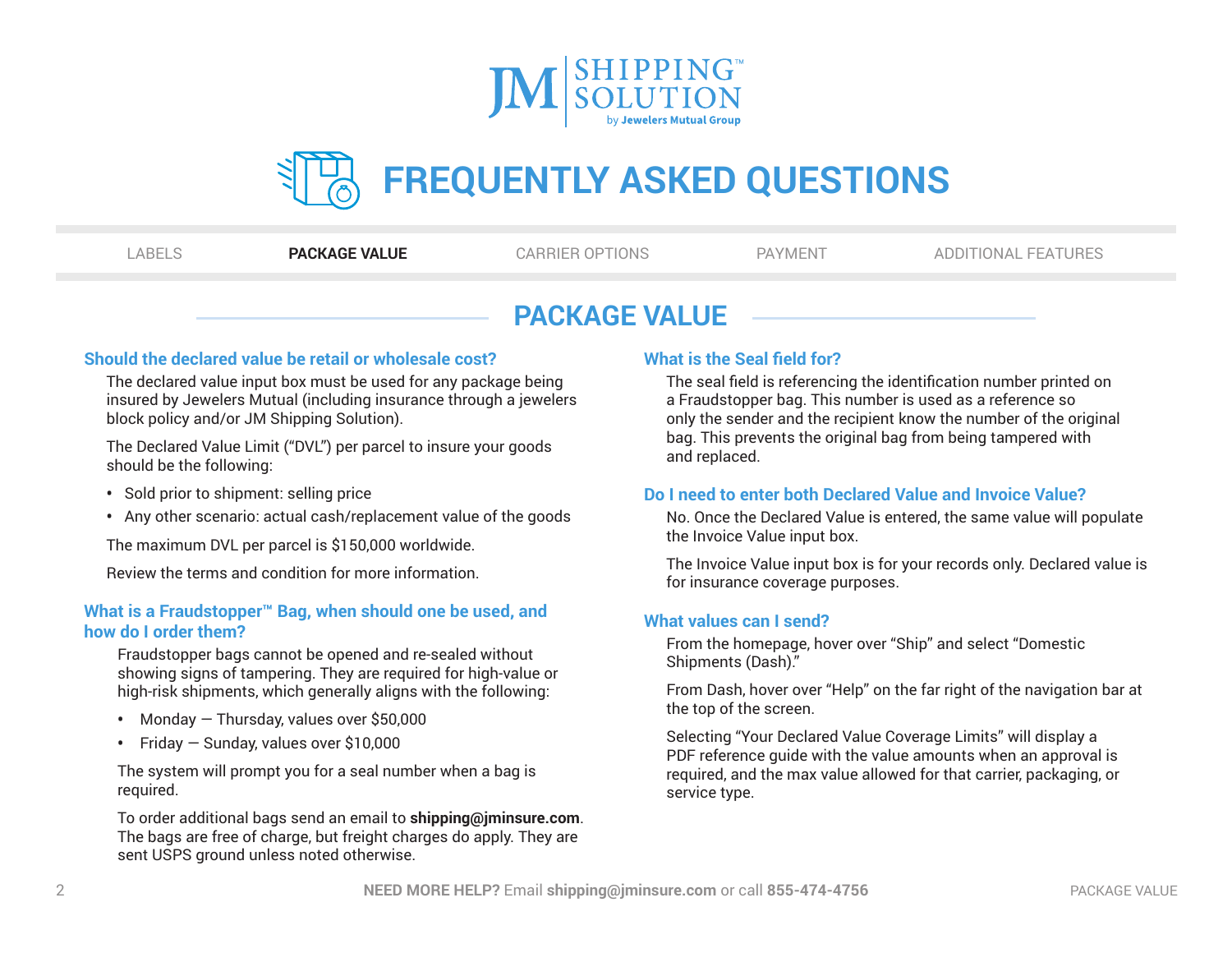# FREQUENTLY ASKED QUESTIONS

LABELS | **PACKAGE VALUE** | CARRIER OPTIONS | PAYMENT | ADDITIONAL FEATURES

## PACKAGE VALUE

### Should the declared value be retail or wholesale cost?

The declared value input box must be used for any package being insured by Jewelers Mutual (including insurance through a jewelers block policy and/or JM Shipping Solution).

The Declared Value Limit ("DVL") per parcel to insure your goods should be the following:

- Sold prior to shipment: selling price
- Any other scenario: actual cash/replacement value of the goods

The maximum DVL per parcel is $150,000 worldwide.

Review the terms and condition for more information.

### What is a Fraudstopper™ Bag, when should one be used, and how do I order them?

Fraudstopper bags cannot be opened and re-sealed without showing signs of tampering. They are required for high-value or high-risk shipments, which generally aligns with the following:

- Monday — Thursday, values over $50,000
- Friday — Sunday, values over $10,000

The system will prompt you for a seal number when a bag is required.

To order additional bags send an email to **shipping@jminsure.com**. The bags are free of charge, but freight charges do apply. They are sent USPS ground unless noted otherwise.

### What is the Seal field for?

The seal field is referencing the identification number printed on a Fraudstopper bag. This number is used as a reference so only the sender and the recipient know the number of the original bag. This prevents the original bag from being tampered with and replaced.

### Do I need to enter both Declared Value and Invoice Value?

No. Once the Declared Value is entered, the same value will populate the Invoice Value input box.

The Invoice Value input box is for your records only. Declared value is for insurance coverage purposes.

### What values can I send?

From the homepage, hover over "Ship" and select "Domestic Shipments (Dash)."

From Dash, hover over "Help" on the far right of the navigation bar at the top of the screen.

Selecting "Your Declared Value Coverage Limits" will display a PDF reference guide with the value amounts when an approval is required, and the max value allowed for that carrier, packaging, or service type.

**NEED MORE HELP?** Email **shipping@jminsure.com** or call **855-474-4756**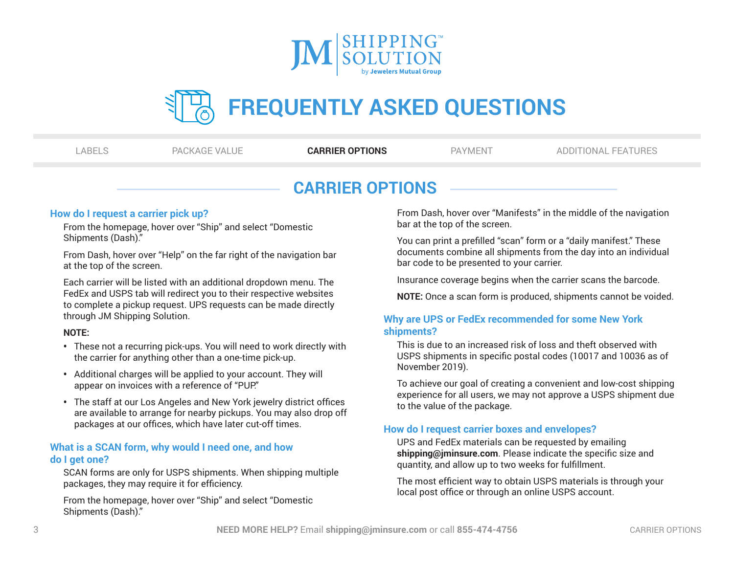# FREQUENTLY ASKED QUESTIONS

LABELS | PACKAGE VALUE | **CARRIER OPTIONS** | PAYMENT | ADDITIONAL FEATURES

## CARRIER OPTIONS

### How do I request a carrier pick up?

From the homepage, hover over "Ship" and select "Domestic Shipments (Dash)."

From Dash, hover over "Help" on the far right of the navigation bar at the top of the screen.

Each carrier will be listed with an additional dropdown menu. The FedEx and USPS tab will redirect you to their respective websites to complete a pickup request. UPS requests can be made directly through JM Shipping Solution.

**NOTE:**

- These not a recurring pick-ups. You will need to work directly with the carrier for anything other than a one-time pick-up.
- Additional charges will be applied to your account. They will appear on invoices with a reference of "PUP."
- The staff at our Los Angeles and New York jewelry district offices are available to arrange for nearby pickups. You may also drop off packages at our offices, which have later cut-off times.

### What is a SCAN form, why would I need one, and how do I get one?

SCAN forms are only for USPS shipments. When shipping multiple packages, they may require it for efficiency.

From the homepage, hover over "Ship" and select "Domestic Shipments (Dash)."

From Dash, hover over "Manifests" in the middle of the navigation bar at the top of the screen.

You can print a prefilled "scan" form or a "daily manifest." These documents combine all shipments from the day into an individual bar code to be presented to your carrier.

Insurance coverage begins when the carrier scans the barcode.

**NOTE:** Once a scan form is produced, shipments cannot be voided.

### Why are UPS or FedEx recommended for some New York shipments?

This is due to an increased risk of loss and theft observed with USPS shipments in specific postal codes (10017 and 10036 as of November 2019).

To achieve our goal of creating a convenient and low-cost shipping experience for all users, we may not approve a USPS shipment due to the value of the package.

### How do I request carrier boxes and envelopes?

UPS and FedEx materials can be requested by emailing **shipping@jminsure.com**. Please indicate the specific size and quantity, and allow up to two weeks for fulfillment.

The most efficient way to obtain USPS materials is through your local post office or through an online USPS account.

**NEED MORE HELP?** Email **shipping@jminsure.com** or call **855-474-4756**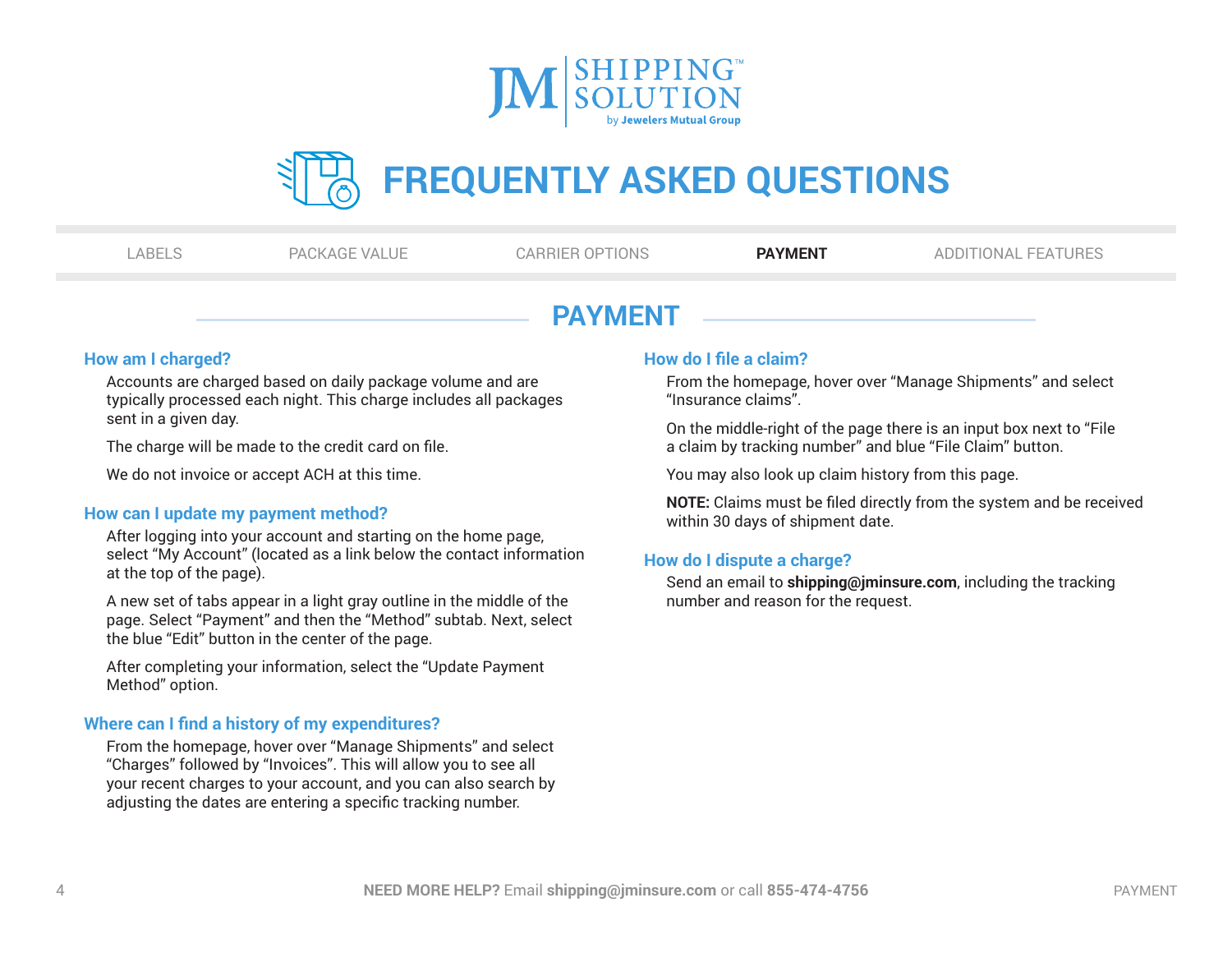# FREQUENTLY ASKED QUESTIONS

LABELS | PACKAGE VALUE | CARRIER OPTIONS | **PAYMENT** | ADDITIONAL FEATURES

## PAYMENT

### How am I charged?

Accounts are charged based on daily package volume and are typically processed each night. This charge includes all packages sent in a given day.

The charge will be made to the credit card on file.

We do not invoice or accept ACH at this time.

### How can I update my payment method?

After logging into your account and starting on the home page, select "My Account" (located as a link below the contact information at the top of the page).

A new set of tabs appear in a light gray outline in the middle of the page. Select "Payment" and then the "Method" subtab. Next, select the blue "Edit" button in the center of the page.

After completing your information, select the "Update Payment Method" option.

### Where can I find a history of my expenditures?

From the homepage, hover over "Manage Shipments" and select "Charges" followed by "Invoices". This will allow you to see all your recent charges to your account, and you can also search by adjusting the dates are entering a specific tracking number.

### How do I file a claim?

From the homepage, hover over "Manage Shipments" and select "Insurance claims".

On the middle-right of the page there is an input box next to "File a claim by tracking number" and blue "File Claim" button.

You may also look up claim history from this page.

**NOTE:** Claims must be filed directly from the system and be received within 30 days of shipment date.

### How do I dispute a charge?

Send an email to **shipping@jminsure.com**, including the tracking number and reason for the request.

**NEED MORE HELP?** Email **shipping@jminsure.com** or call **855-474-4756**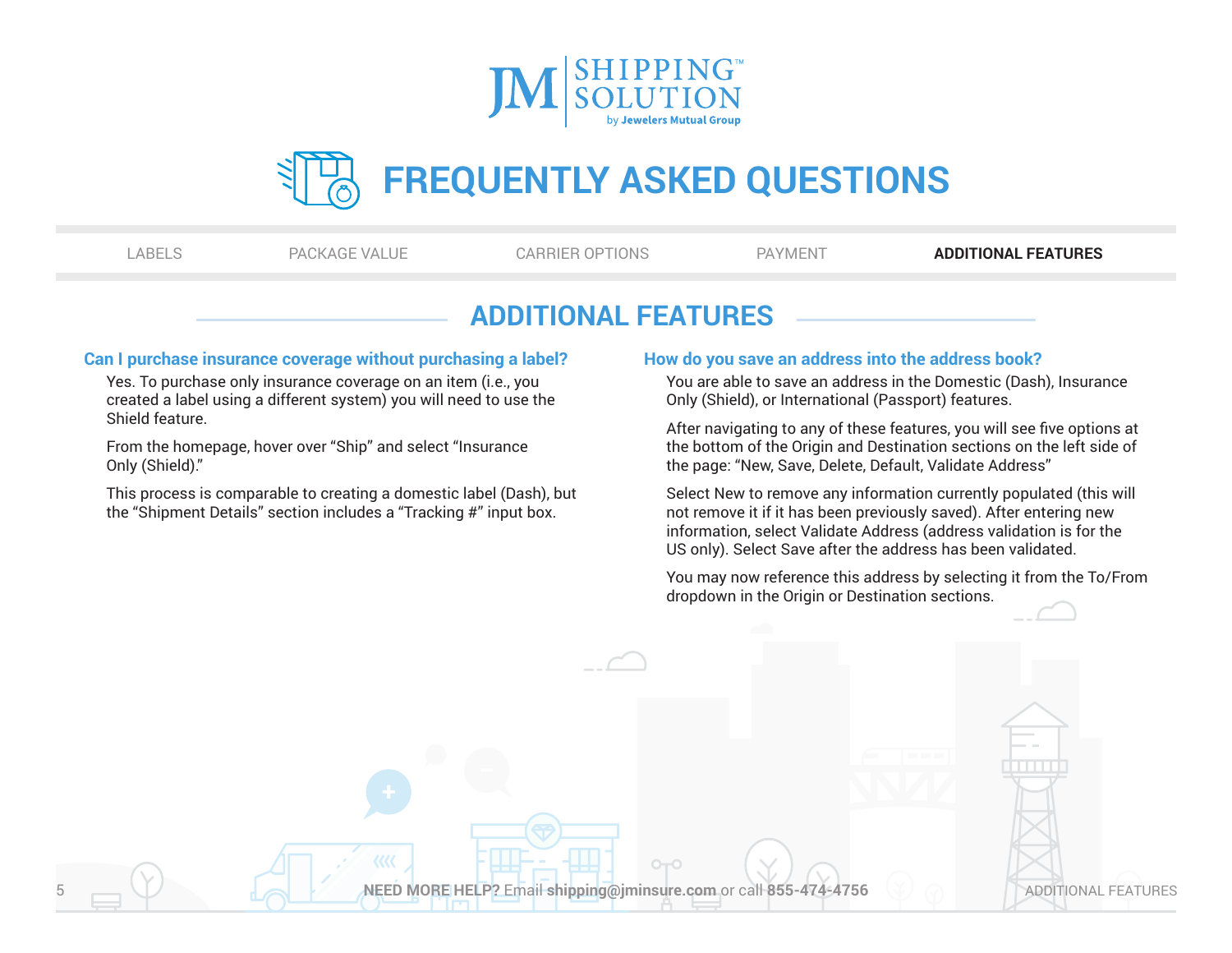# FREQUENTLY ASKED QUESTIONS

LABELS | PACKAGE VALUE | CARRIER OPTIONS | PAYMENT | **ADDITIONAL FEATURES**

## ADDITIONAL FEATURES

### Can I purchase insurance coverage without purchasing a label?

Yes. To purchase only insurance coverage on an item (i.e., you created a label using a different system) you will need to use the Shield feature.

From the homepage, hover over "Ship" and select "Insurance Only (Shield)."

This process is comparable to creating a domestic label (Dash), but the "Shipment Details" section includes a "Tracking #" input box.

### How do you save an address into the address book?

You are able to save an address in the Domestic (Dash), Insurance Only (Shield), or International (Passport) features.

After navigating to any of these features, you will see five options at the bottom of the Origin and Destination sections on the left side of the page: "New, Save, Delete, Default, Validate Address"

Select New to remove any information currently populated (this will not remove it if it has been previously saved). After entering new information, select Validate Address (address validation is for the US only). Select Save after the address has been validated.

You may now reference this address by selecting it from the To/From dropdown in the Origin or Destination sections.

**NEED MORE HELP?** Email **shipping@jminsure.com** or call **855-474-4756**